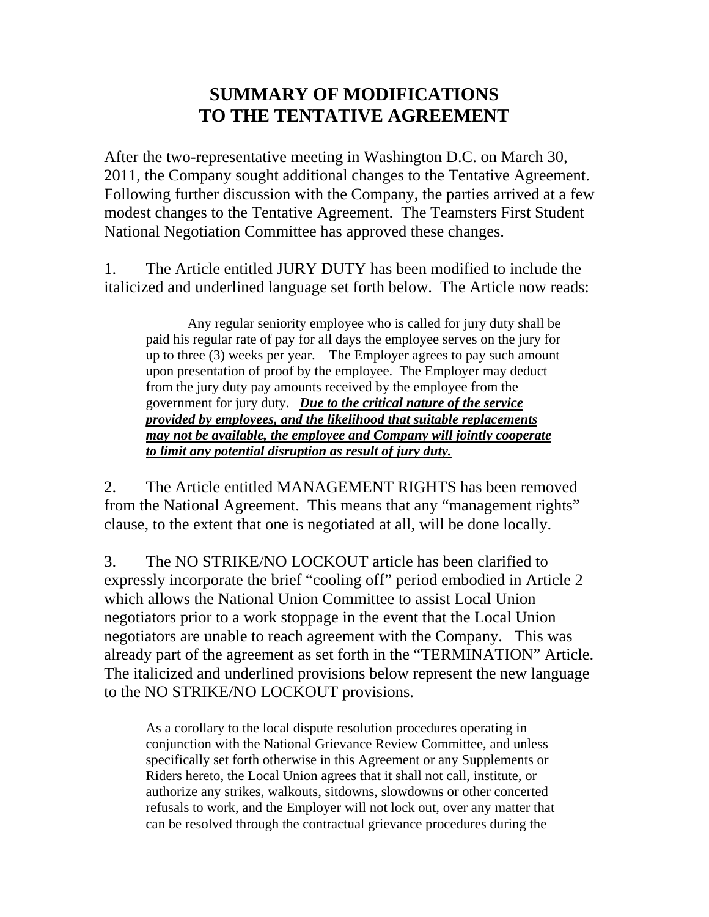# SUMMARY OF MODIFICATIONS TO THE TENTATIVE AGREEMENT

After the two-representative meeting in Washington D.C. on March 30, 2011, the Company sought additional changes to the Tentative Agreement. Following further discussion with the Company, the parties arrived at a few modest changes to the Tentative Agreement. The Teamsters First Student National Negotiation Committee has approved these changes.

1. The Article entitled JURY DUTY has been modified to include the italicized and underlined language set forth below. The Article now reads:

> Any regular seniority employee who is called for jury duty shall be paid his regular rate of pay for all days the employee serves on the jury for up to three (3) weeks per year. The Employer agrees to pay such amount upon presentation of proof by the employee. The Employer may deduct from the jury duty pay amounts received by the employee from the government for jury duty. ***<u>Due to the critical nature of the service provided by employees, and the likelihood that suitable replacements may not be available, the employee and Company will jointly cooperate to limit any potential disruption as result of jury duty.</u>***

2. The Article entitled MANAGEMENT RIGHTS has been removed from the National Agreement. This means that any "management rights" clause, to the extent that one is negotiated at all, will be done locally.

3. The NO STRIKE/NO LOCKOUT article has been clarified to expressly incorporate the brief "cooling off" period embodied in Article 2 which allows the National Union Committee to assist Local Union negotiators prior to a work stoppage in the event that the Local Union negotiators are unable to reach agreement with the Company. This was already part of the agreement as set forth in the "TERMINATION" Article. The italicized and underlined provisions below represent the new language to the NO STRIKE/NO LOCKOUT provisions.

> As a corollary to the local dispute resolution procedures operating in conjunction with the National Grievance Review Committee, and unless specifically set forth otherwise in this Agreement or any Supplements or Riders hereto, the Local Union agrees that it shall not call, institute, or authorize any strikes, walkouts, sitdowns, slowdowns or other concerted refusals to work, and the Employer will not lock out, over any matter that can be resolved through the contractual grievance procedures during the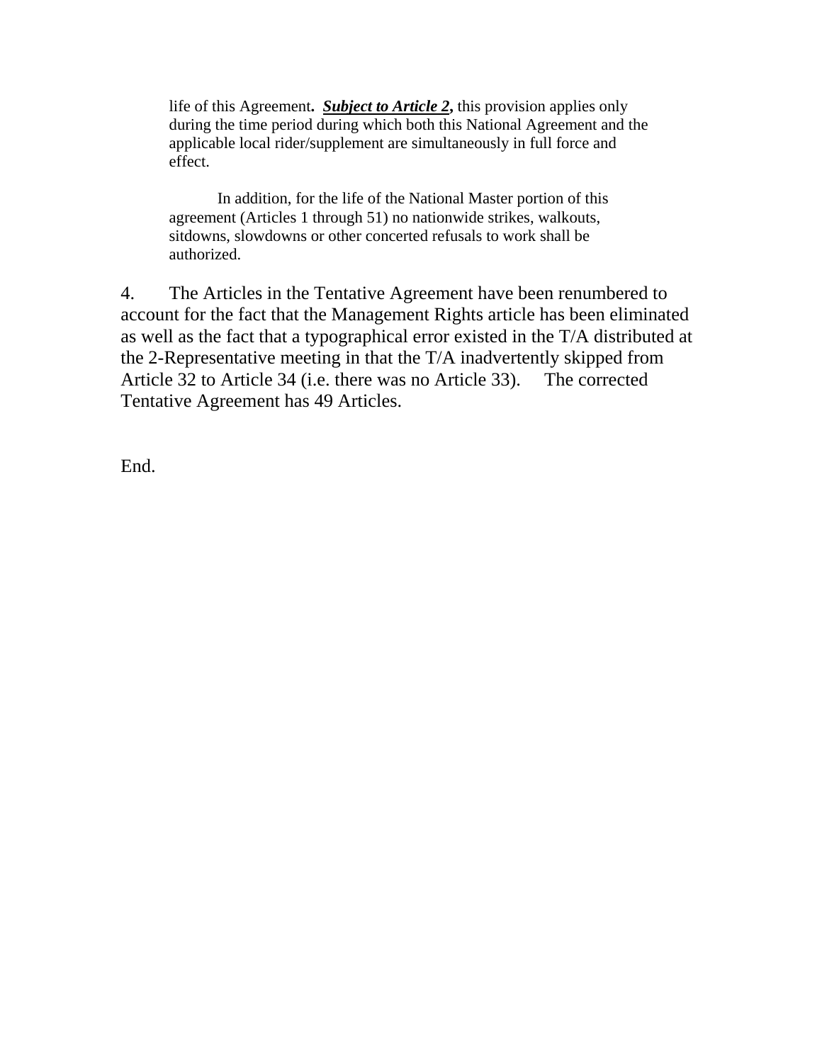> life of this Agreement**.** ***Subject to Article 2*****,** this provision applies only during the time period during which both this National Agreement and the applicable local rider/supplement are simultaneously in full force and effect.
>
> In addition, for the life of the National Master portion of this agreement (Articles 1 through 51) no nationwide strikes, walkouts, sitdowns, slowdowns or other concerted refusals to work shall be authorized.

4. The Articles in the Tentative Agreement have been renumbered to account for the fact that the Management Rights article has been eliminated as well as the fact that a typographical error existed in the T/A distributed at the 2-Representative meeting in that the T/A inadvertently skipped from Article 32 to Article 34 (i.e. there was no Article 33). The corrected Tentative Agreement has 49 Articles.

End.